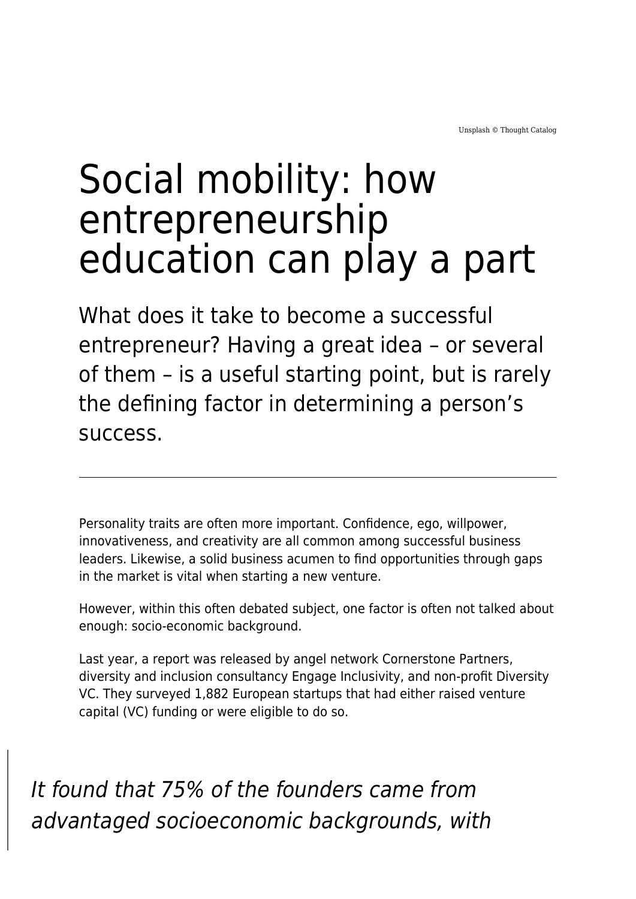Unsplash © Thought Catalog

# Social mobility: how entrepreneurship education can play a part

What does it take to become a successful entrepreneur? Having a great idea – or several of them – is a useful starting point, but is rarely the defining factor in determining a person's success.

---

Personality traits are often more important. Confidence, ego, willpower, innovativeness, and creativity are all common among successful business leaders. Likewise, a solid business acumen to find opportunities through gaps in the market is vital when starting a new venture.

However, within this often debated subject, one factor is often not talked about enough: socio-economic background.

Last year, a report was released by angel network Cornerstone Partners, diversity and inclusion consultancy Engage Inclusivity, and non-profit Diversity VC. They surveyed 1,882 European startups that had either raised venture capital (VC) funding or were eligible to do so.

> *It found that 75% of the founders came from advantaged socioeconomic backgrounds, with*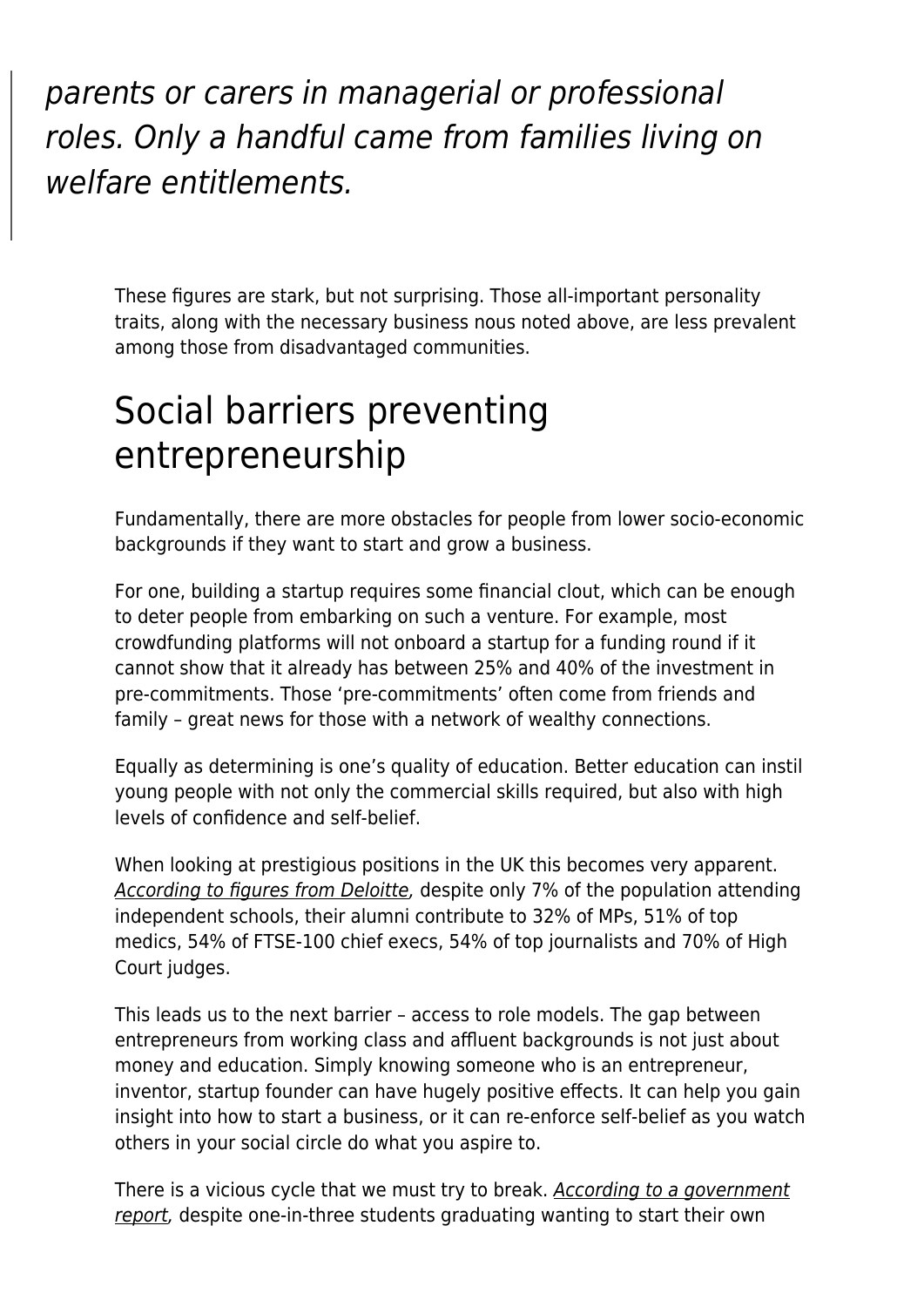> *parents or carers in managerial or professional roles. Only a handful came from families living on welfare entitlements.*

These figures are stark, but not surprising. Those all-important personality traits, along with the necessary business nous noted above, are less prevalent among those from disadvantaged communities.

## Social barriers preventing entrepreneurship

Fundamentally, there are more obstacles for people from lower socio-economic backgrounds if they want to start and grow a business.

For one, building a startup requires some financial clout, which can be enough to deter people from embarking on such a venture. For example, most crowdfunding platforms will not onboard a startup for a funding round if it cannot show that it already has between 25% and 40% of the investment in pre-commitments. Those 'pre-commitments' often come from friends and family – great news for those with a network of wealthy connections.

Equally as determining is one's quality of education. Better education can instil young people with not only the commercial skills required, but also with high levels of confidence and self-belief.

When looking at prestigious positions in the UK this becomes very apparent. *According to figures from Deloitte,* despite only 7% of the population attending independent schools, their alumni contribute to 32% of MPs, 51% of top medics, 54% of FTSE-100 chief execs, 54% of top journalists and 70% of High Court judges.

This leads us to the next barrier – access to role models. The gap between entrepreneurs from working class and affluent backgrounds is not just about money and education. Simply knowing someone who is an entrepreneur, inventor, startup founder can have hugely positive effects. It can help you gain insight into how to start a business, or it can re-enforce self-belief as you watch others in your social circle do what you aspire to.

There is a vicious cycle that we must try to break. *According to a government report,* despite one-in-three students graduating wanting to start their own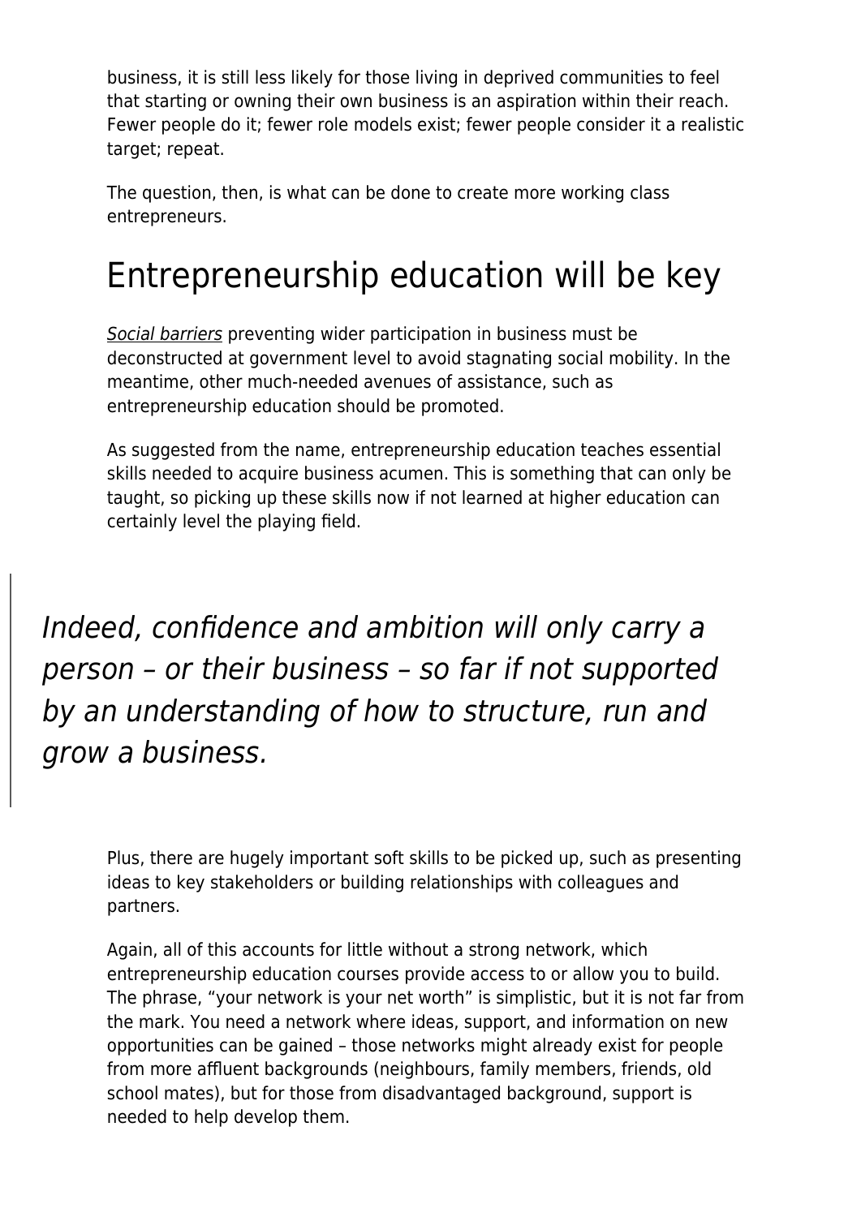business, it is still less likely for those living in deprived communities to feel that starting or owning their own business is an aspiration within their reach. Fewer people do it; fewer role models exist; fewer people consider it a realistic target; repeat.

The question, then, is what can be done to create more working class entrepreneurs.

# Entrepreneurship education will be key

*Social barriers* preventing wider participation in business must be deconstructed at government level to avoid stagnating social mobility. In the meantime, other much-needed avenues of assistance, such as entrepreneurship education should be promoted.

As suggested from the name, entrepreneurship education teaches essential skills needed to acquire business acumen. This is something that can only be taught, so picking up these skills now if not learned at higher education can certainly level the playing field.

> *Indeed, confidence and ambition will only carry a person – or their business – so far if not supported by an understanding of how to structure, run and grow a business.*

Plus, there are hugely important soft skills to be picked up, such as presenting ideas to key stakeholders or building relationships with colleagues and partners.

Again, all of this accounts for little without a strong network, which entrepreneurship education courses provide access to or allow you to build. The phrase, "your network is your net worth" is simplistic, but it is not far from the mark. You need a network where ideas, support, and information on new opportunities can be gained – those networks might already exist for people from more affluent backgrounds (neighbours, family members, friends, old school mates), but for those from disadvantaged background, support is needed to help develop them.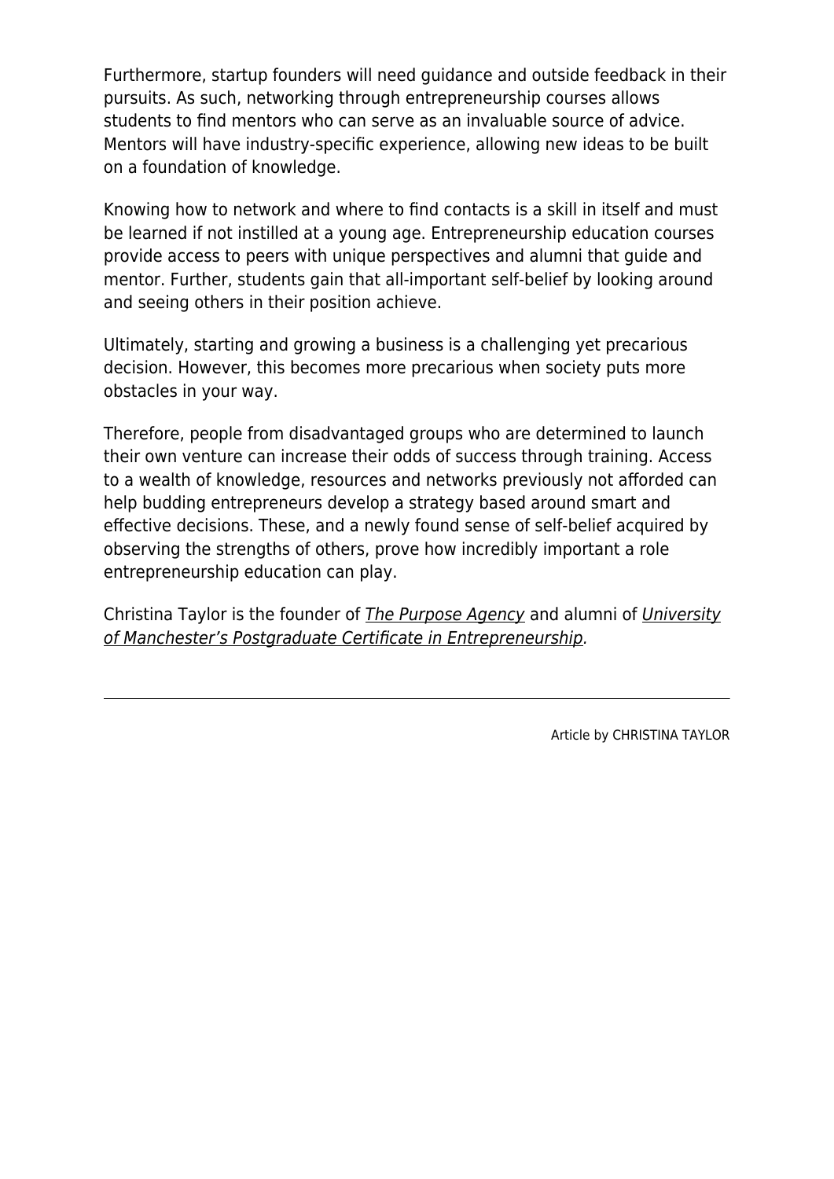Furthermore, startup founders will need guidance and outside feedback in their pursuits. As such, networking through entrepreneurship courses allows students to find mentors who can serve as an invaluable source of advice. Mentors will have industry-specific experience, allowing new ideas to be built on a foundation of knowledge.

Knowing how to network and where to find contacts is a skill in itself and must be learned if not instilled at a young age. Entrepreneurship education courses provide access to peers with unique perspectives and alumni that guide and mentor. Further, students gain that all-important self-belief by looking around and seeing others in their position achieve.

Ultimately, starting and growing a business is a challenging yet precarious decision. However, this becomes more precarious when society puts more obstacles in your way.

Therefore, people from disadvantaged groups who are determined to launch their own venture can increase their odds of success through training. Access to a wealth of knowledge, resources and networks previously not afforded can help budding entrepreneurs develop a strategy based around smart and effective decisions. These, and a newly found sense of self-belief acquired by observing the strengths of others, prove how incredibly important a role entrepreneurship education can play.

Christina Taylor is the founder of *The Purpose Agency* and alumni of *University of Manchester's Postgraduate Certificate in Entrepreneurship.*

---

Article by CHRISTINA TAYLOR